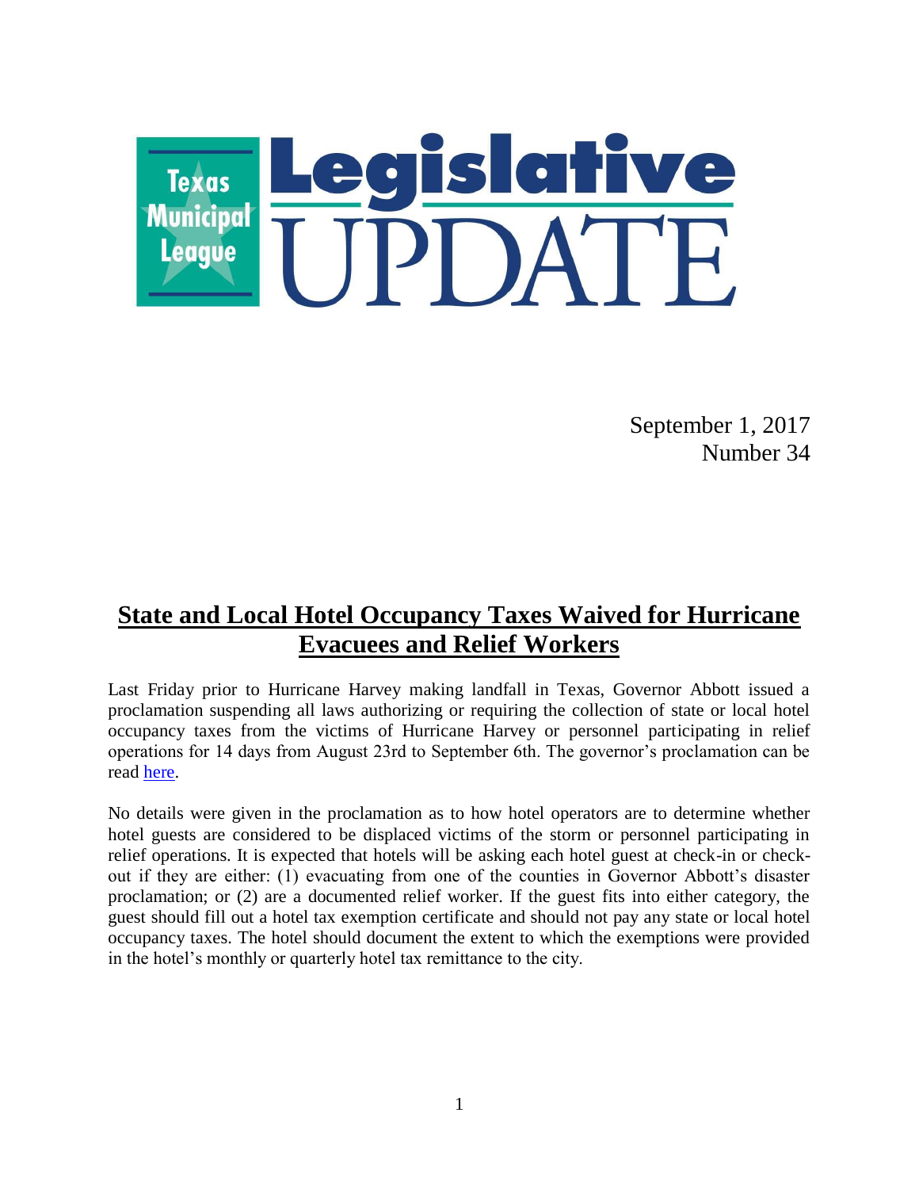# Texas Municipal League Legislative UPDATE

September 1, 2017
Number 34

## State and Local Hotel Occupancy Taxes Waived for Hurricane Evacuees and Relief Workers

Last Friday prior to Hurricane Harvey making landfall in Texas, Governor Abbott issued a proclamation suspending all laws authorizing or requiring the collection of state or local hotel occupancy taxes from the victims of Hurricane Harvey or personnel participating in relief operations for 14 days from August 23rd to September 6th. The governor's proclamation can be read [here](#).

No details were given in the proclamation as to how hotel operators are to determine whether hotel guests are considered to be displaced victims of the storm or personnel participating in relief operations. It is expected that hotels will be asking each hotel guest at check-in or check-out if they are either: (1) evacuating from one of the counties in Governor Abbott's disaster proclamation; or (2) are a documented relief worker. If the guest fits into either category, the guest should fill out a hotel tax exemption certificate and should not pay any state or local hotel occupancy taxes. The hotel should document the extent to which the exemptions were provided in the hotel's monthly or quarterly hotel tax remittance to the city.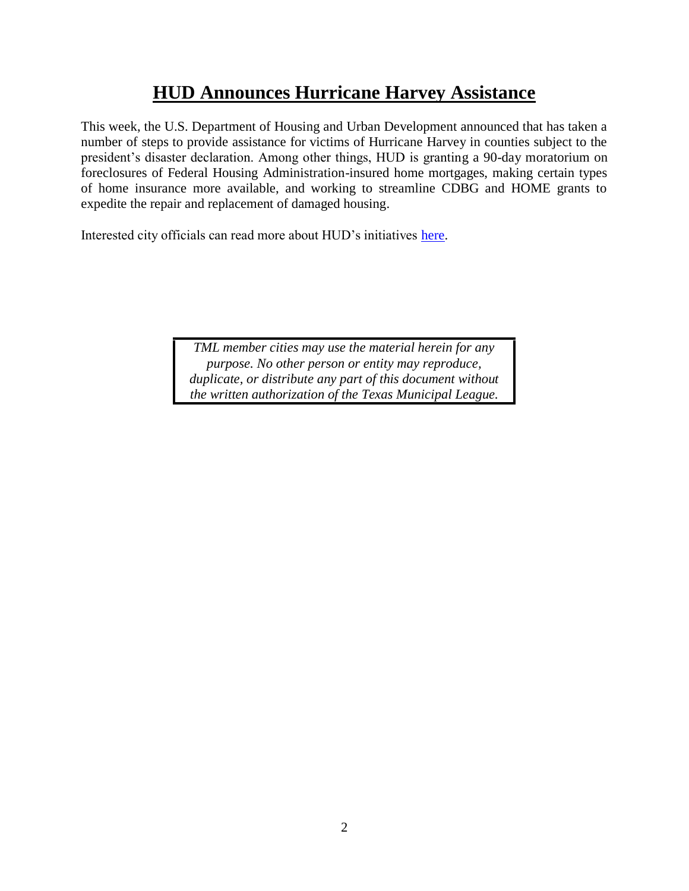# HUD Announces Hurricane Harvey Assistance

This week, the U.S. Department of Housing and Urban Development announced that has taken a number of steps to provide assistance for victims of Hurricane Harvey in counties subject to the president's disaster declaration. Among other things, HUD is granting a 90-day moratorium on foreclosures of Federal Housing Administration-insured home mortgages, making certain types of home insurance more available, and working to streamline CDBG and HOME grants to expedite the repair and replacement of damaged housing.

Interested city officials can read more about HUD's initiatives here.

*TML member cities may use the material herein for any purpose. No other person or entity may reproduce, duplicate, or distribute any part of this document without the written authorization of the Texas Municipal League.*